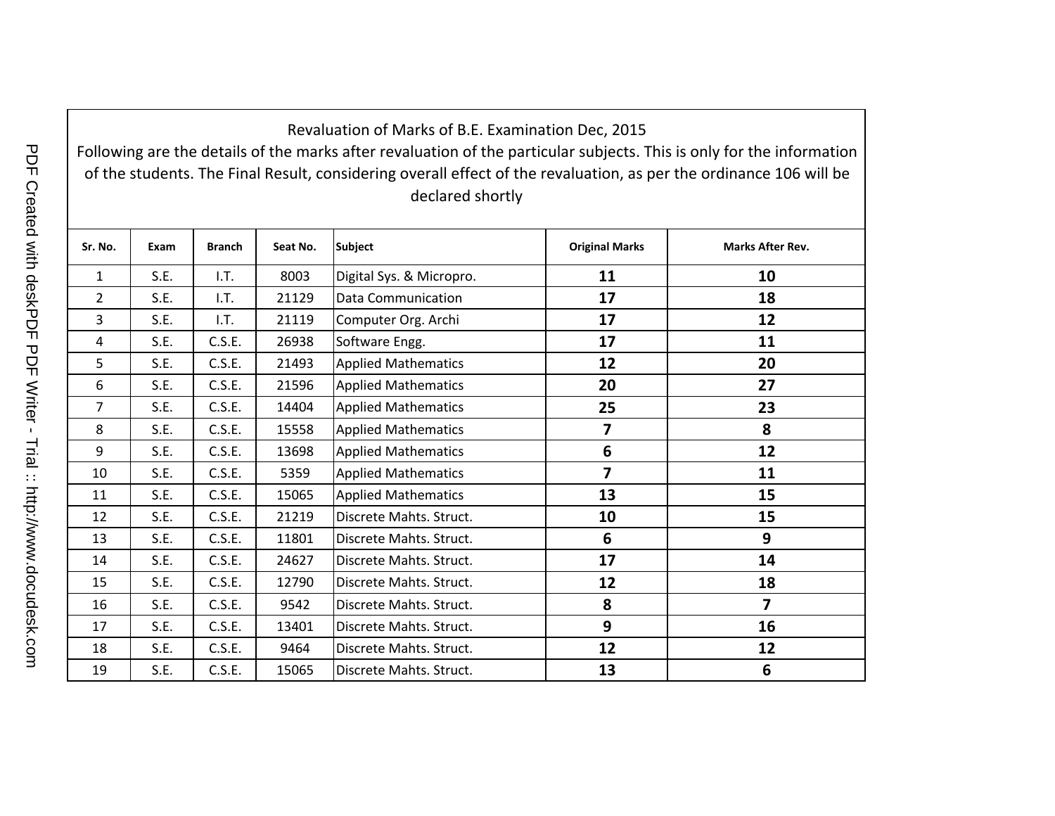Revaluation of Marks of B.E. Examination Dec, 2015

Following are the details of the marks after revaluation of the particular subjects. This is only for the information of the students. The Final Result, considering overall effect of the revaluation, as per the ordinance 106 will be declared shortly

| Sr. No. | Exam | Branch | Seat No. | Subject | Original Marks | Marks After Rev. |
|---|---|---|---|---|---|---|
| 1 | S.E. | I.T. | 8003 | Digital Sys. & Micropro. | **11** | **10** |
| 2 | S.E. | I.T. | 21129 | Data Communication | **17** | **18** |
| 3 | S.E. | I.T. | 21119 | Computer Org. Archi | **17** | **12** |
| 4 | S.E. | C.S.E. | 26938 | Software Engg. | **17** | **11** |
| 5 | S.E. | C.S.E. | 21493 | Applied Mathematics | **12** | **20** |
| 6 | S.E. | C.S.E. | 21596 | Applied Mathematics | **20** | **27** |
| 7 | S.E. | C.S.E. | 14404 | Applied Mathematics | **25** | **23** |
| 8 | S.E. | C.S.E. | 15558 | Applied Mathematics | **7** | **8** |
| 9 | S.E. | C.S.E. | 13698 | Applied Mathematics | **6** | **12** |
| 10 | S.E. | C.S.E. | 5359 | Applied Mathematics | **7** | **11** |
| 11 | S.E. | C.S.E. | 15065 | Applied Mathematics | **13** | **15** |
| 12 | S.E. | C.S.E. | 21219 | Discrete Mahts. Struct. | **10** | **15** |
| 13 | S.E. | C.S.E. | 11801 | Discrete Mahts. Struct. | **6** | **9** |
| 14 | S.E. | C.S.E. | 24627 | Discrete Mahts. Struct. | **17** | **14** |
| 15 | S.E. | C.S.E. | 12790 | Discrete Mahts. Struct. | **12** | **18** |
| 16 | S.E. | C.S.E. | 9542 | Discrete Mahts. Struct. | **8** | **7** |
| 17 | S.E. | C.S.E. | 13401 | Discrete Mahts. Struct. | **9** | **16** |
| 18 | S.E. | C.S.E. | 9464 | Discrete Mahts. Struct. | **12** | **12** |
| 19 | S.E. | C.S.E. | 15065 | Discrete Mahts. Struct. | **13** | **6** |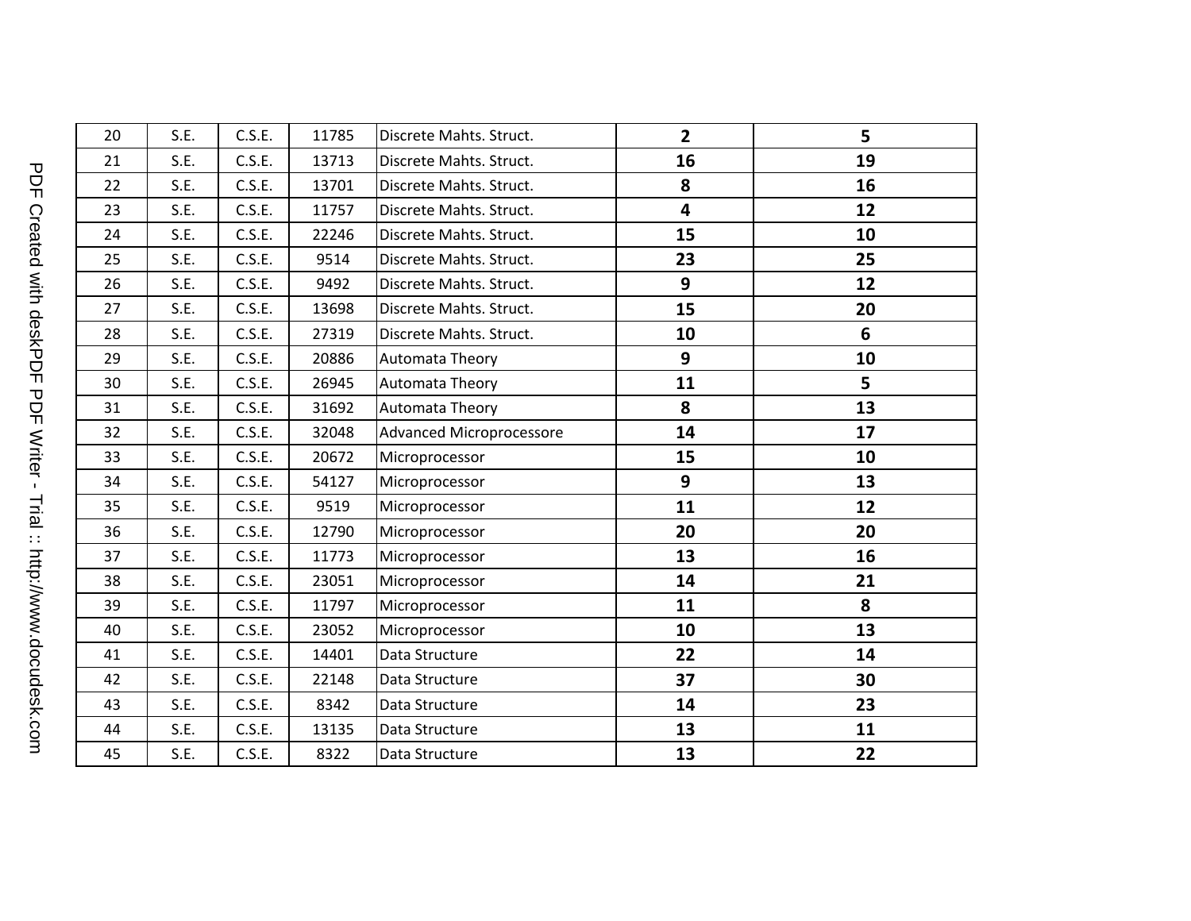| 20 | S.E. | C.S.E. | 11785 | Discrete Mahts. Struct. | **2** | **5** |
|---|---|---|---|---|---|---|
| 21 | S.E. | C.S.E. | 13713 | Discrete Mahts. Struct. | **16** | **19** |
| 22 | S.E. | C.S.E. | 13701 | Discrete Mahts. Struct. | **8** | **16** |
| 23 | S.E. | C.S.E. | 11757 | Discrete Mahts. Struct. | **4** | **12** |
| 24 | S.E. | C.S.E. | 22246 | Discrete Mahts. Struct. | **15** | **10** |
| 25 | S.E. | C.S.E. | 9514 | Discrete Mahts. Struct. | **23** | **25** |
| 26 | S.E. | C.S.E. | 9492 | Discrete Mahts. Struct. | **9** | **12** |
| 27 | S.E. | C.S.E. | 13698 | Discrete Mahts. Struct. | **15** | **20** |
| 28 | S.E. | C.S.E. | 27319 | Discrete Mahts. Struct. | **10** | **6** |
| 29 | S.E. | C.S.E. | 20886 | Automata Theory | **9** | **10** |
| 30 | S.E. | C.S.E. | 26945 | Automata Theory | **11** | **5** |
| 31 | S.E. | C.S.E. | 31692 | Automata Theory | **8** | **13** |
| 32 | S.E. | C.S.E. | 32048 | Advanced Microprocessore | **14** | **17** |
| 33 | S.E. | C.S.E. | 20672 | Microprocessor | **15** | **10** |
| 34 | S.E. | C.S.E. | 54127 | Microprocessor | **9** | **13** |
| 35 | S.E. | C.S.E. | 9519 | Microprocessor | **11** | **12** |
| 36 | S.E. | C.S.E. | 12790 | Microprocessor | **20** | **20** |
| 37 | S.E. | C.S.E. | 11773 | Microprocessor | **13** | **16** |
| 38 | S.E. | C.S.E. | 23051 | Microprocessor | **14** | **21** |
| 39 | S.E. | C.S.E. | 11797 | Microprocessor | **11** | **8** |
| 40 | S.E. | C.S.E. | 23052 | Microprocessor | **10** | **13** |
| 41 | S.E. | C.S.E. | 14401 | Data Structure | **22** | **14** |
| 42 | S.E. | C.S.E. | 22148 | Data Structure | **37** | **30** |
| 43 | S.E. | C.S.E. | 8342 | Data Structure | **14** | **23** |
| 44 | S.E. | C.S.E. | 13135 | Data Structure | **13** | **11** |
| 45 | S.E. | C.S.E. | 8322 | Data Structure | **13** | **22** |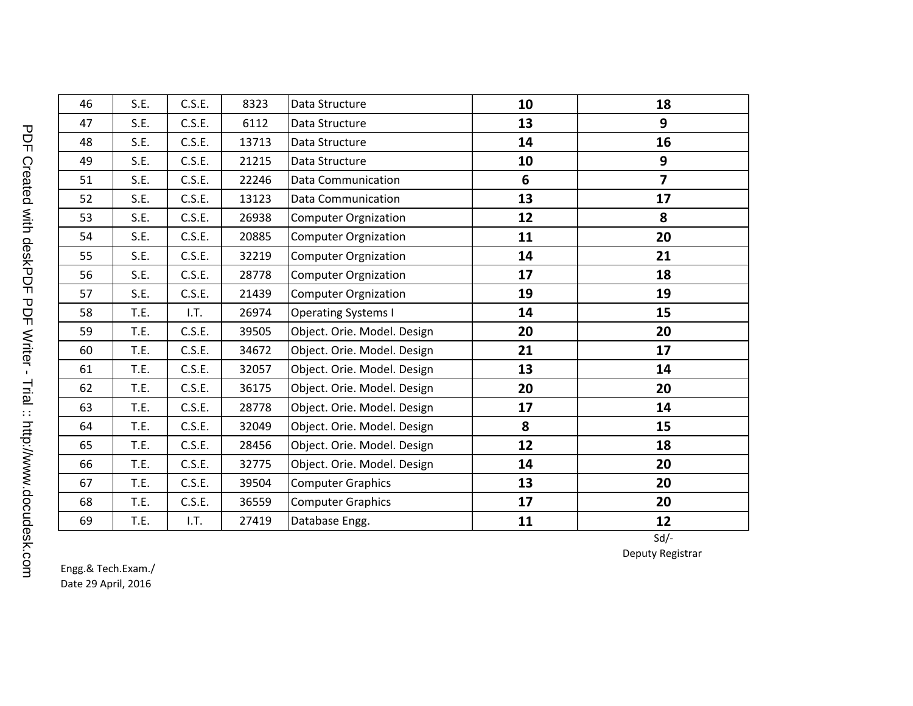| | | | | | | |
|---|---|---|---|---|---|---|
| 46 | S.E. | C.S.E. | 8323 | Data Structure | **10** | **18** |
| 47 | S.E. | C.S.E. | 6112 | Data Structure | **13** | **9** |
| 48 | S.E. | C.S.E. | 13713 | Data Structure | **14** | **16** |
| 49 | S.E. | C.S.E. | 21215 | Data Structure | **10** | **9** |
| 51 | S.E. | C.S.E. | 22246 | Data Communication | **6** | **7** |
| 52 | S.E. | C.S.E. | 13123 | Data Communication | **13** | **17** |
| 53 | S.E. | C.S.E. | 26938 | Computer Orgnization | **12** | **8** |
| 54 | S.E. | C.S.E. | 20885 | Computer Orgnization | **11** | **20** |
| 55 | S.E. | C.S.E. | 32219 | Computer Orgnization | **14** | **21** |
| 56 | S.E. | C.S.E. | 28778 | Computer Orgnization | **17** | **18** |
| 57 | S.E. | C.S.E. | 21439 | Computer Orgnization | **19** | **19** |
| 58 | T.E. | I.T. | 26974 | Operating Systems I | **14** | **15** |
| 59 | T.E. | C.S.E. | 39505 | Object. Orie. Model. Design | **20** | **20** |
| 60 | T.E. | C.S.E. | 34672 | Object. Orie. Model. Design | **21** | **17** |
| 61 | T.E. | C.S.E. | 32057 | Object. Orie. Model. Design | **13** | **14** |
| 62 | T.E. | C.S.E. | 36175 | Object. Orie. Model. Design | **20** | **20** |
| 63 | T.E. | C.S.E. | 28778 | Object. Orie. Model. Design | **17** | **14** |
| 64 | T.E. | C.S.E. | 32049 | Object. Orie. Model. Design | **8** | **15** |
| 65 | T.E. | C.S.E. | 28456 | Object. Orie. Model. Design | **12** | **18** |
| 66 | T.E. | C.S.E. | 32775 | Object. Orie. Model. Design | **14** | **20** |
| 67 | T.E. | C.S.E. | 39504 | Computer Graphics | **13** | **20** |
| 68 | T.E. | C.S.E. | 36559 | Computer Graphics | **17** | **20** |
| 69 | T.E. | I.T. | 27419 | Database Engg. | **11** | **12** |

Sd/-
Deputy Registrar

Engg.& Tech.Exam./
Date 29 April, 2016